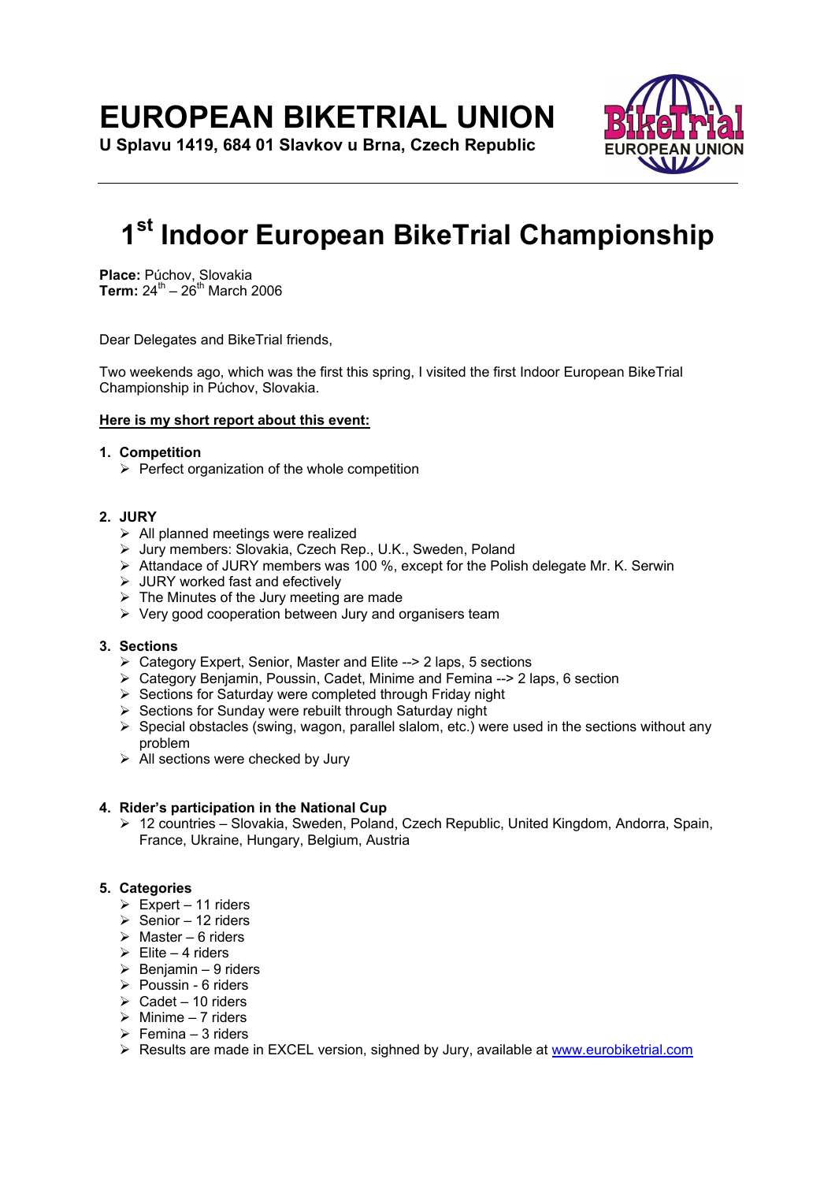# EUROPEAN BIKETRIAL UNION

**U Splavu 1419, 684 01 Slavkov u Brna, Czech Republic**

# 1st Indoor European BikeTrial Championship

**Place:** Púchov, Slovakia
**Term:** 24th – 26th March 2006

Dear Delegates and BikeTrial friends,

Two weekends ago, which was the first this spring, I visited the first Indoor European BikeTrial Championship in Púchov, Slovakia.

**Here is my short report about this event:**

1. **Competition**
   - Perfect organization of the whole competition

2. **JURY**
   - All planned meetings were realized
   - Jury members: Slovakia, Czech Rep., U.K., Sweden, Poland
   - Attandace of JURY members was 100 %, except for the Polish delegate Mr. K. Serwin
   - JURY worked fast and efectively
   - The Minutes of the Jury meeting are made
   - Very good cooperation between Jury and organisers team

3. **Sections**
   - Category Expert, Senior, Master and Elite --> 2 laps, 5 sections
   - Category Benjamin, Poussin, Cadet, Minime and Femina --> 2 laps, 6 section
   - Sections for Saturday were completed through Friday night
   - Sections for Sunday were rebuilt through Saturday night
   - Special obstacles (swing, wagon, parallel slalom, etc.) were used in the sections without any problem
   - All sections were checked by Jury

4. **Rider's participation in the National Cup**
   - 12 countries – Slovakia, Sweden, Poland, Czech Republic, United Kingdom, Andorra, Spain, France, Ukraine, Hungary, Belgium, Austria

5. **Categories**
   - Expert – 11 riders
   - Senior – 12 riders
   - Master – 6 riders
   - Elite – 4 riders
   - Benjamin – 9 riders
   - Poussin - 6 riders
   - Cadet – 10 riders
   - Minime – 7 riders
   - Femina – 3 riders
   - Results are made in EXCEL version, sighned by Jury, available at www.eurobiketrial.com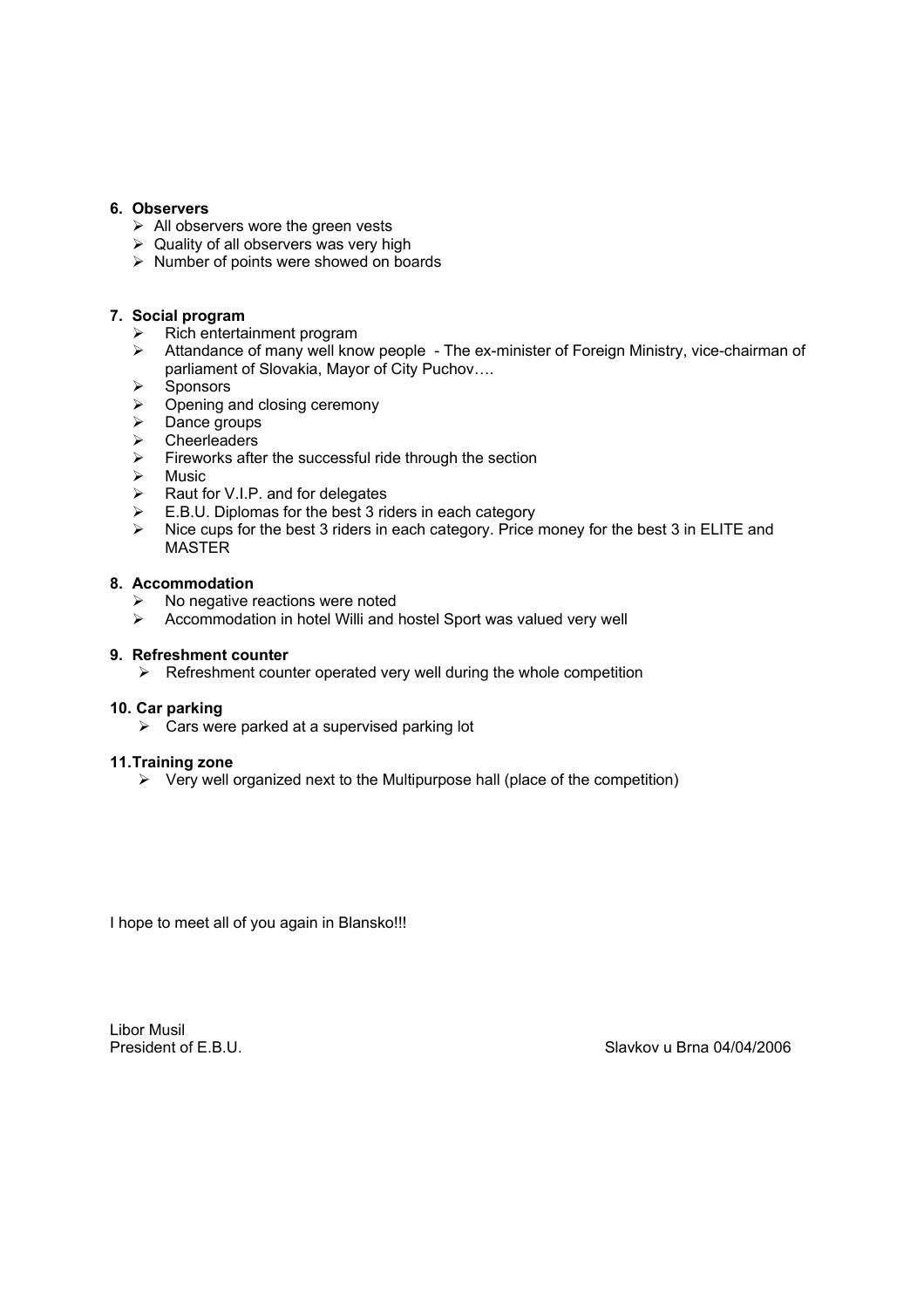## 6. Observers

- All observers wore the green vests
- Quality of all observers was very high
- Number of points were showed on boards

## 7. Social program

- Rich entertainment program
- Attandance of many well know people - The ex-minister of Foreign Ministry, vice-chairman of parliament of Slovakia, Mayor of City Puchov….
- Sponsors
- Opening and closing ceremony
- Dance groups
- Cheerleaders
- Fireworks after the successful ride through the section
- Music
- Raut for V.I.P. and for delegates
- E.B.U. Diplomas for the best 3 riders in each category
- Nice cups for the best 3 riders in each category. Price money for the best 3 in ELITE and MASTER

## 8. Accommodation

- No negative reactions were noted
- Accommodation in hotel Willi and hostel Sport was valued very well

## 9. Refreshment counter

- Refreshment counter operated very well during the whole competition

## 10. Car parking

- Cars were parked at a supervised parking lot

## 11. Training zone

- Very well organized next to the Multipurpose hall (place of the competition)

I hope to meet all of you again in Blansko!!!

Libor Musil
President of E.B.U.

Slavkov u Brna 04/04/2006